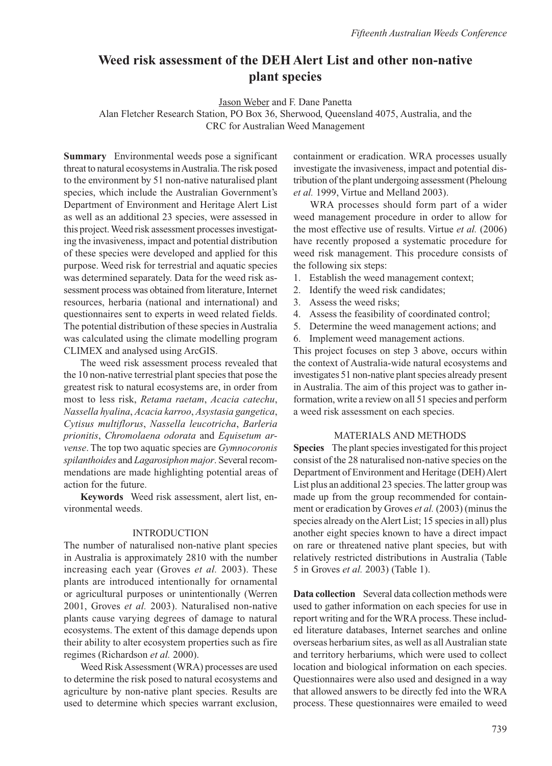# Weed risk assessment of the DEH Alert List and other non-native plant species

Jason Weber and F. Dane Panetta
Alan Fletcher Research Station, PO Box 36, Sherwood, Queensland 4075, Australia, and the CRC for Australian Weed Management

**Summary** Environmental weeds pose a significant threat to natural ecosystems in Australia. The risk posed to the environment by 51 non-native naturalised plant species, which include the Australian Government's Department of Environment and Heritage Alert List as well as an additional 23 species, were assessed in this project. Weed risk assessment processes investigating the invasiveness, impact and potential distribution of these species were developed and applied for this purpose. Weed risk for terrestrial and aquatic species was determined separately. Data for the weed risk assessment process was obtained from literature, Internet resources, herbaria (national and international) and questionnaires sent to experts in weed related fields. The potential distribution of these species in Australia was calculated using the climate modelling program CLIMEX and analysed using ArcGIS.

The weed risk assessment process revealed that the 10 non-native terrestrial plant species that pose the greatest risk to natural ecosystems are, in order from most to less risk, *Retama raetam*, *Acacia catechu*, *Nassella hyalina*, *Acacia karroo*, *Asystasia gangetica*, *Cytisus multiflorus*, *Nassella leucotricha*, *Barleria prionitis*, *Chromolaena odorata* and *Equisetum arvense*. The top two aquatic species are *Gymnocoronis spilanthoides* and *Lagarosiphon major*. Several recommendations are made highlighting potential areas of action for the future.

**Keywords** Weed risk assessment, alert list, environmental weeds.

## INTRODUCTION

The number of naturalised non-native plant species in Australia is approximately 2810 with the number increasing each year (Groves *et al.* 2003). These plants are introduced intentionally for ornamental or agricultural purposes or unintentionally (Werren 2001, Groves *et al.* 2003). Naturalised non-native plants cause varying degrees of damage to natural ecosystems. The extent of this damage depends upon their ability to alter ecosystem properties such as fire regimes (Richardson *et al.* 2000).

Weed Risk Assessment (WRA) processes are used to determine the risk posed to natural ecosystems and agriculture by non-native plant species. Results are used to determine which species warrant exclusion, containment or eradication. WRA processes usually investigate the invasiveness, impact and potential distribution of the plant undergoing assessment (Pheloung *et al.* 1999, Virtue and Melland 2003).

WRA processes should form part of a wider weed management procedure in order to allow for the most effective use of results. Virtue *et al.* (2006) have recently proposed a systematic procedure for weed risk management. This procedure consists of the following six steps:

1. Establish the weed management context;
2. Identify the weed risk candidates;
3. Assess the weed risks;
4. Assess the feasibility of coordinated control;
5. Determine the weed management actions; and
6. Implement weed management actions.

This project focuses on step 3 above, occurs within the context of Australia-wide natural ecosystems and investigates 51 non-native plant species already present in Australia. The aim of this project was to gather information, write a review on all 51 species and perform a weed risk assessment on each species.

## MATERIALS AND METHODS

**Species** The plant species investigated for this project consist of the 28 naturalised non-native species on the Department of Environment and Heritage (DEH) Alert List plus an additional 23 species. The latter group was made up from the group recommended for containment or eradication by Groves *et al.* (2003) (minus the species already on the Alert List; 15 species in all) plus another eight species known to have a direct impact on rare or threatened native plant species, but with relatively restricted distributions in Australia (Table 5 in Groves *et al.* 2003) (Table 1).

**Data collection** Several data collection methods were used to gather information on each species for use in report writing and for the WRA process. These included literature databases, Internet searches and online overseas herbarium sites, as well as all Australian state and territory herbariums, which were used to collect location and biological information on each species. Questionnaires were also used and designed in a way that allowed answers to be directly fed into the WRA process. These questionnaires were emailed to weed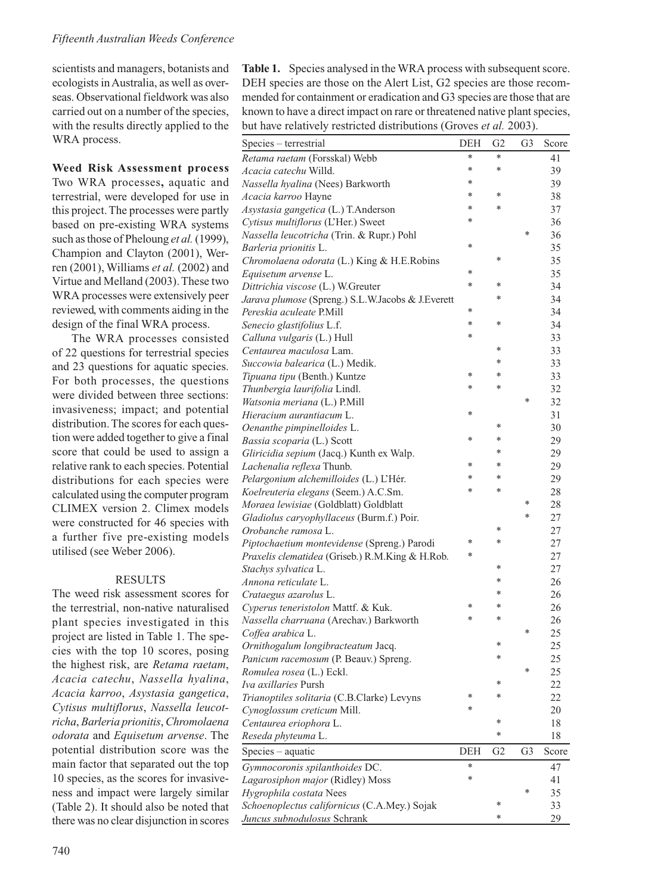scientists and managers, botanists and ecologists in Australia, as well as overseas. Observational fieldwork was also carried out on a number of the species, with the results directly applied to the WRA process.

**Weed Risk Assessment process** Two WRA processes**,** aquatic and terrestrial, were developed for use in this project. The processes were partly based on pre-existing WRA systems such as those of Pheloung *et al.* (1999), Champion and Clayton (2001), Weren (2001), Williams *et al.* (2002) and Virtue and Melland (2003). These two WRA processes were extensively peer reviewed, with comments aiding in the design of the final WRA process.

The WRA processes consisted of 22 questions for terrestrial species and 23 questions for aquatic species. For both processes, the questions were divided between three sections: invasiveness; impact; and potential distribution. The scores for each question were added together to give a final score that could be used to assign a relative rank to each species. Potential distributions for each species were calculated using the computer program CLIMEX version 2. Climex models were constructed for 46 species with a further five pre-existing models utilised (see Weber 2006).

## RESULTS

The weed risk assessment scores for the terrestrial, non-native naturalised plant species investigated in this project are listed in Table 1. The species with the top 10 scores, posing the highest risk, are *Retama raetam*, *Acacia catechu*, *Nassella hyalina*, *Acacia karroo*, *Asystasia gangetica*, *Cytisus multiflorus*, *Nassella leucotricha*, *Barleria prionitis*, *Chromolaena odorata* and *Equisetum arvense*. The potential distribution score was the main factor that separated out the top 10 species, as the scores for invasiveness and impact were largely similar (Table 2). It should also be noted that there was no clear disjunction in scores

**Table 1.** Species analysed in the WRA process with subsequent score. DEH species are those on the Alert List, G2 species are those recommended for containment or eradication and G3 species are those that are known to have a direct impact on rare or threatened native plant species, but have relatively restricted distributions (Groves *et al.* 2003).

| Species – terrestrial | DEH | G2 | G3 | Score |
|---|---|---|---|---|
| *Retama raetam* (Forsskal) Webb | * | * | | 41 |
| *Acacia catechu* Willd. | * | * | | 39 |
| *Nassella hyalina* (Nees) Barkworth | * | | | 39 |
| *Acacia karroo* Hayne | * | * | | 38 |
| *Asystasia gangetica* (L.) T.Anderson | * | * | | 37 |
| *Cytisus multiflorus* (L'Her.) Sweet | * | | | 36 |
| *Nassella leucotricha* (Trin. & Rupr.) Pohl | | | * | 36 |
| *Barleria prionitis* L. | * | | | 35 |
| *Chromolaena odorata* (L.) King & H.E.Robins | | * | | 35 |
| *Equisetum arvense* L. | * | | | 35 |
| *Dittrichia viscose* (L.) W.Greuter | * | * | | 34 |
| *Jarava plumose* (Spreng.) S.L.W.Jacobs & J.Everett | | * | | 34 |
| *Pereskia aculeate* P.Mill | * | | | 34 |
| *Senecio glastifolius* L.f. | * | * | | 34 |
| *Calluna vulgaris* (L.) Hull | * | | | 33 |
| *Centaurea maculosa* Lam. | | * | | 33 |
| *Succowia balearica* (L.) Medik. | | * | | 33 |
| *Tipuana tipu* (Benth.) Kuntze | * | * | | 33 |
| *Thunbergia laurifolia* Lindl. | * | * | | 32 |
| *Watsonia meriana* (L.) P.Mill | | | * | 32 |
| *Hieracium aurantiacum* L. | * | | | 31 |
| *Oenanthe pimpinelloides* L. | | * | | 30 |
| *Bassia scoparia* (L.) Scott | * | * | | 29 |
| *Gliricidia sepium* (Jacq.) Kunth ex Walp. | | * | | 29 |
| *Lachenalia reflexa* Thunb. | * | * | | 29 |
| *Pelargonium alchemilloides* (L.) L'Hér. | * | * | | 29 |
| *Koelreuteria elegans* (Seem.) A.C.Sm. | * | * | | 28 |
| *Moraea lewisiae* (Goldblatt) Goldblatt | | | * | 28 |
| *Gladiolus caryophyllaceus* (Burm.f.) Poir. | | | * | 27 |
| *Orobanche ramosa* L. | | * | | 27 |
| *Piptochaetium montevidense* (Spreng.) Parodi | * | * | | 27 |
| *Praxelis clematidea* (Griseb.) R.M.King & H.Rob. | * | | | 27 |
| *Stachys sylvatica* L. | | * | | 27 |
| *Annona reticulate* L. | | * | | 26 |
| *Crataegus azarolus* L. | | * | | 26 |
| *Cyperus teneristolon* Mattf. & Kuk. | * | * | | 26 |
| *Nassella charruana* (Arechav.) Barkworth | * | * | | 26 |
| *Coffea arabica* L. | | | * | 25 |
| *Ornithogalum longibracteatum* Jacq. | | * | | 25 |
| *Panicum racemosum* (P. Beauv.) Spreng. | | * | | 25 |
| *Romulea rosea* (L.) Eckl. | | | * | 25 |
| *Iva axillaries* Pursh | | * | | 22 |
| *Trianoptiles solitaria* (C.B.Clarke) Levyns | * | * | | 22 |
| *Cynoglossum creticum* Mill. | * | | | 20 |
| *Centaurea eriophora* L. | | * | | 18 |
| *Reseda phyteuma* L. | | * | | 18 |
| **Species – aquatic** | **DEH** | **G2** | **G3** | **Score** |
| *Gymnocoronis spilanthoides* DC. | * | | | 47 |
| *Lagarosiphon major* (Ridley) Moss | * | | | 41 |
| *Hygrophila costata* Nees | | | * | 35 |
| *Schoenoplectus californicus* (C.A.Mey.) Sojak | | * | | 33 |
| *Juncus subnodulosus* Schrank | | * | | 29 |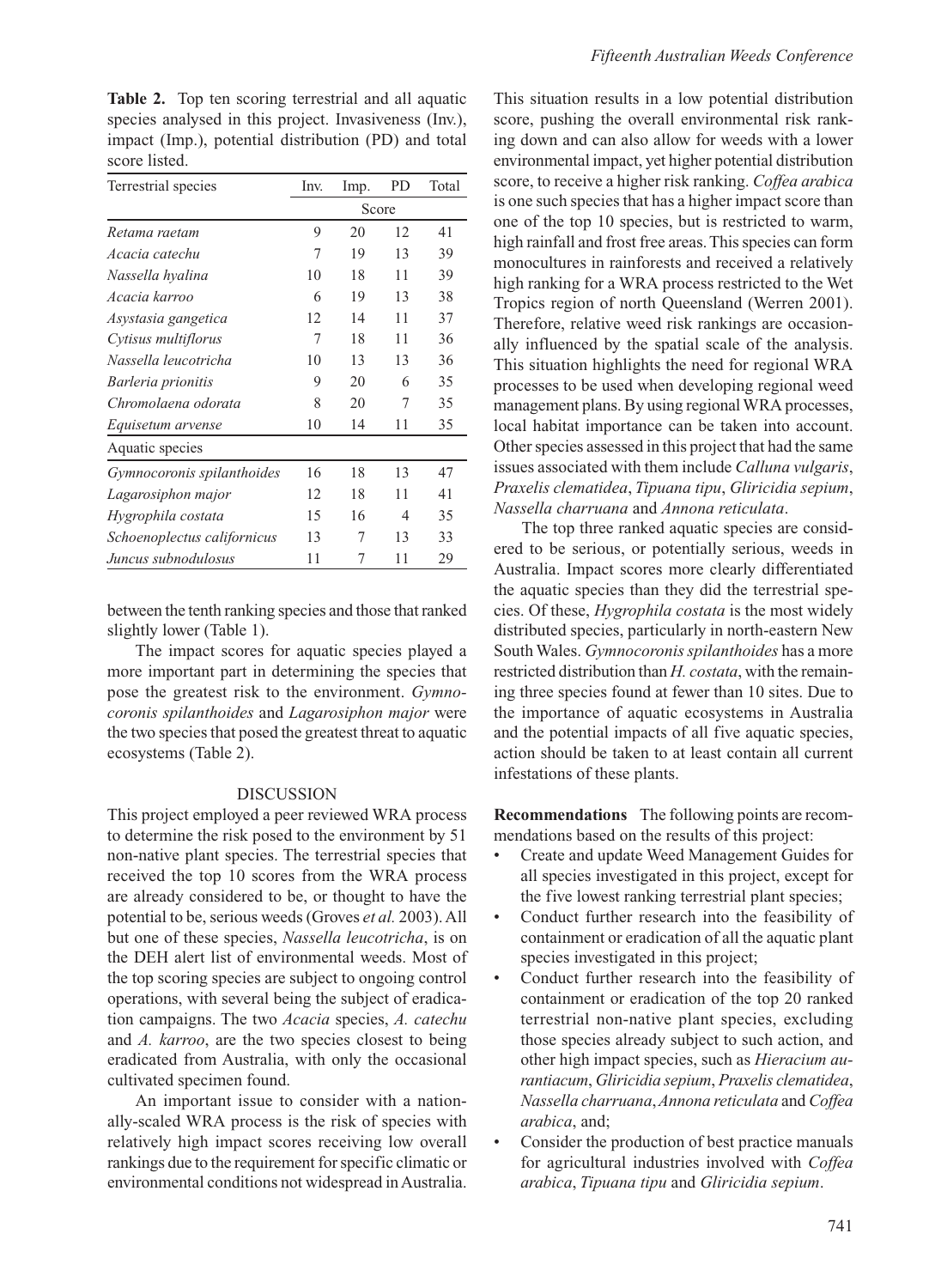**Table 2.** Top ten scoring terrestrial and all aquatic species analysed in this project. Invasiveness (Inv.), impact (Imp.), potential distribution (PD) and total score listed.

| Terrestrial species | Inv. | Imp. | PD | Total |
|---|---|---|---|---|
| | Score | | | |
| *Retama raetam* | 9 | 20 | 12 | 41 |
| *Acacia catechu* | 7 | 19 | 13 | 39 |
| *Nassella hyalina* | 10 | 18 | 11 | 39 |
| *Acacia karroo* | 6 | 19 | 13 | 38 |
| *Asystasia gangetica* | 12 | 14 | 11 | 37 |
| *Cytisus multiflorus* | 7 | 18 | 11 | 36 |
| *Nassella leucotricha* | 10 | 13 | 13 | 36 |
| *Barleria prionitis* | 9 | 20 | 6 | 35 |
| *Chromolaena odorata* | 8 | 20 | 7 | 35 |
| *Equisetum arvense* | 10 | 14 | 11 | 35 |
| Aquatic species | | | | |
| *Gymnocoronis spilanthoides* | 16 | 18 | 13 | 47 |
| *Lagarosiphon major* | 12 | 18 | 11 | 41 |
| *Hygrophila costata* | 15 | 16 | 4 | 35 |
| *Schoenoplectus californicus* | 13 | 7 | 13 | 33 |
| *Juncus subnodulosus* | 11 | 7 | 11 | 29 |

between the tenth ranking species and those that ranked slightly lower (Table 1).

The impact scores for aquatic species played a more important part in determining the species that pose the greatest risk to the environment. *Gymnocoronis spilanthoides* and *Lagarosiphon major* were the two species that posed the greatest threat to aquatic ecosystems (Table 2).

## DISCUSSION

This project employed a peer reviewed WRA process to determine the risk posed to the environment by 51 non-native plant species. The terrestrial species that received the top 10 scores from the WRA process are already considered to be, or thought to have the potential to be, serious weeds (Groves *et al.* 2003). All but one of these species, *Nassella leucotricha*, is on the DEH alert list of environmental weeds. Most of the top scoring species are subject to ongoing control operations, with several being the subject of eradication campaigns. The two *Acacia* species, *A. catechu* and *A. karroo*, are the two species closest to being eradicated from Australia, with only the occasional cultivated specimen found.

An important issue to consider with a nationally-scaled WRA process is the risk of species with relatively high impact scores receiving low overall rankings due to the requirement for specific climatic or environmental conditions not widespread in Australia. This situation results in a low potential distribution score, pushing the overall environmental risk ranking down and can also allow for weeds with a lower environmental impact, yet higher potential distribution score, to receive a higher risk ranking. *Coffea arabica* is one such species that has a higher impact score than one of the top 10 species, but is restricted to warm, high rainfall and frost free areas. This species can form monocultures in rainforests and received a relatively high ranking for a WRA process restricted to the Wet Tropics region of north Queensland (Werren 2001). Therefore, relative weed risk rankings are occasionally influenced by the spatial scale of the analysis. This situation highlights the need for regional WRA processes to be used when developing regional weed management plans. By using regional WRA processes, local habitat importance can be taken into account. Other species assessed in this project that had the same issues associated with them include *Calluna vulgaris*, *Praxelis clematidea*, *Tipuana tipu*, *Gliricidia sepium*, *Nassella charruana* and *Annona reticulata*.

The top three ranked aquatic species are considered to be serious, or potentially serious, weeds in Australia. Impact scores more clearly differentiated the aquatic species than they did the terrestrial species. Of these, *Hygrophila costata* is the most widely distributed species, particularly in north-eastern New South Wales. *Gymnocoronis spilanthoides* has a more restricted distribution than *H. costata*, with the remaining three species found at fewer than 10 sites. Due to the importance of aquatic ecosystems in Australia and the potential impacts of all five aquatic species, action should be taken to at least contain all current infestations of these plants.

**Recommendations** The following points are recommendations based on the results of this project:

- Create and update Weed Management Guides for all species investigated in this project, except for the five lowest ranking terrestrial plant species;
- Conduct further research into the feasibility of containment or eradication of all the aquatic plant species investigated in this project;
- Conduct further research into the feasibility of containment or eradication of the top 20 ranked terrestrial non-native plant species, excluding those species already subject to such action, and other high impact species, such as *Hieracium aurantiacum*, *Gliricidia sepium*, *Praxelis clematidea*, *Nassella charruana*, *Annona reticulata* and *Coffea arabica*, and;
- Consider the production of best practice manuals for agricultural industries involved with *Coffea arabica*, *Tipuana tipu* and *Gliricidia sepium*.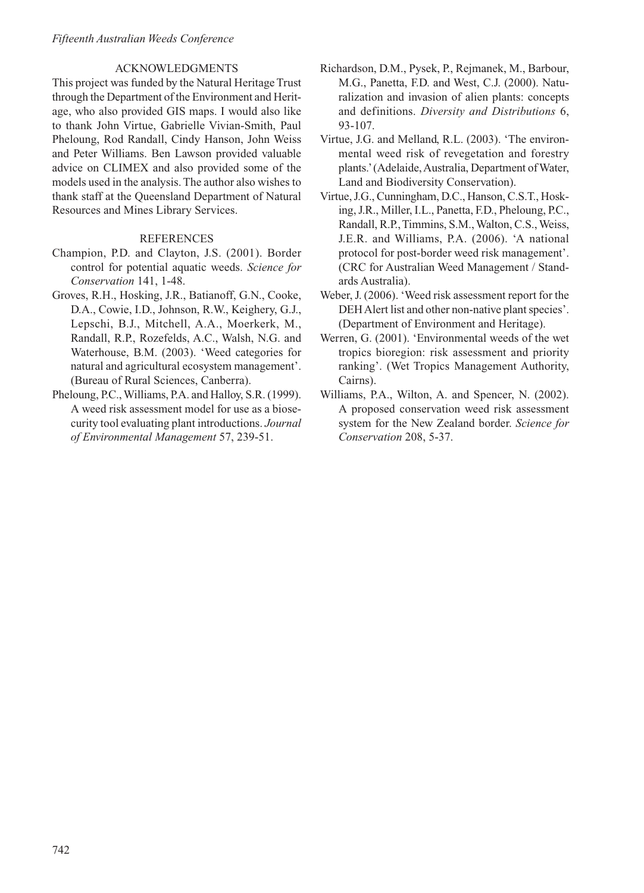## ACKNOWLEDGMENTS

This project was funded by the Natural Heritage Trust through the Department of the Environment and Heritage, who also provided GIS maps. I would also like to thank John Virtue, Gabrielle Vivian-Smith, Paul Pheloung, Rod Randall, Cindy Hanson, John Weiss and Peter Williams. Ben Lawson provided valuable advice on CLIMEX and also provided some of the models used in the analysis. The author also wishes to thank staff at the Queensland Department of Natural Resources and Mines Library Services.

## REFERENCES

Champion, P.D. and Clayton, J.S. (2001). Border control for potential aquatic weeds. *Science for Conservation* 141, 1-48.

Groves, R.H., Hosking, J.R., Batianoff, G.N., Cooke, D.A., Cowie, I.D., Johnson, R.W., Keighery, G.J., Lepschi, B.J., Mitchell, A.A., Moerkerk, M., Randall, R.P., Rozefelds, A.C., Walsh, N.G. and Waterhouse, B.M. (2003). 'Weed categories for natural and agricultural ecosystem management'. (Bureau of Rural Sciences, Canberra).

Pheloung, P.C., Williams, P.A. and Halloy, S.R. (1999). A weed risk assessment model for use as a biosecurity tool evaluating plant introductions. *Journal of Environmental Management* 57, 239-51.

Richardson, D.M., Pysek, P., Rejmanek, M., Barbour, M.G., Panetta, F.D. and West, C.J. (2000). Naturalization and invasion of alien plants: concepts and definitions. *Diversity and Distributions* 6, 93-107.

Virtue, J.G. and Melland, R.L. (2003). 'The environmental weed risk of revegetation and forestry plants.' (Adelaide, Australia, Department of Water, Land and Biodiversity Conservation).

Virtue, J.G., Cunningham, D.C., Hanson, C.S.T., Hosking, J.R., Miller, I.L., Panetta, F.D., Pheloung, P.C., Randall, R.P., Timmins, S.M., Walton, C.S., Weiss, J.E.R. and Williams, P.A. (2006). 'A national protocol for post-border weed risk management'. (CRC for Australian Weed Management / Standards Australia).

Weber, J. (2006). 'Weed risk assessment report for the DEH Alert list and other non-native plant species'. (Department of Environment and Heritage).

Werren, G. (2001). 'Environmental weeds of the wet tropics bioregion: risk assessment and priority ranking'. (Wet Tropics Management Authority, Cairns).

Williams, P.A., Wilton, A. and Spencer, N. (2002). A proposed conservation weed risk assessment system for the New Zealand border. *Science for Conservation* 208, 5-37.